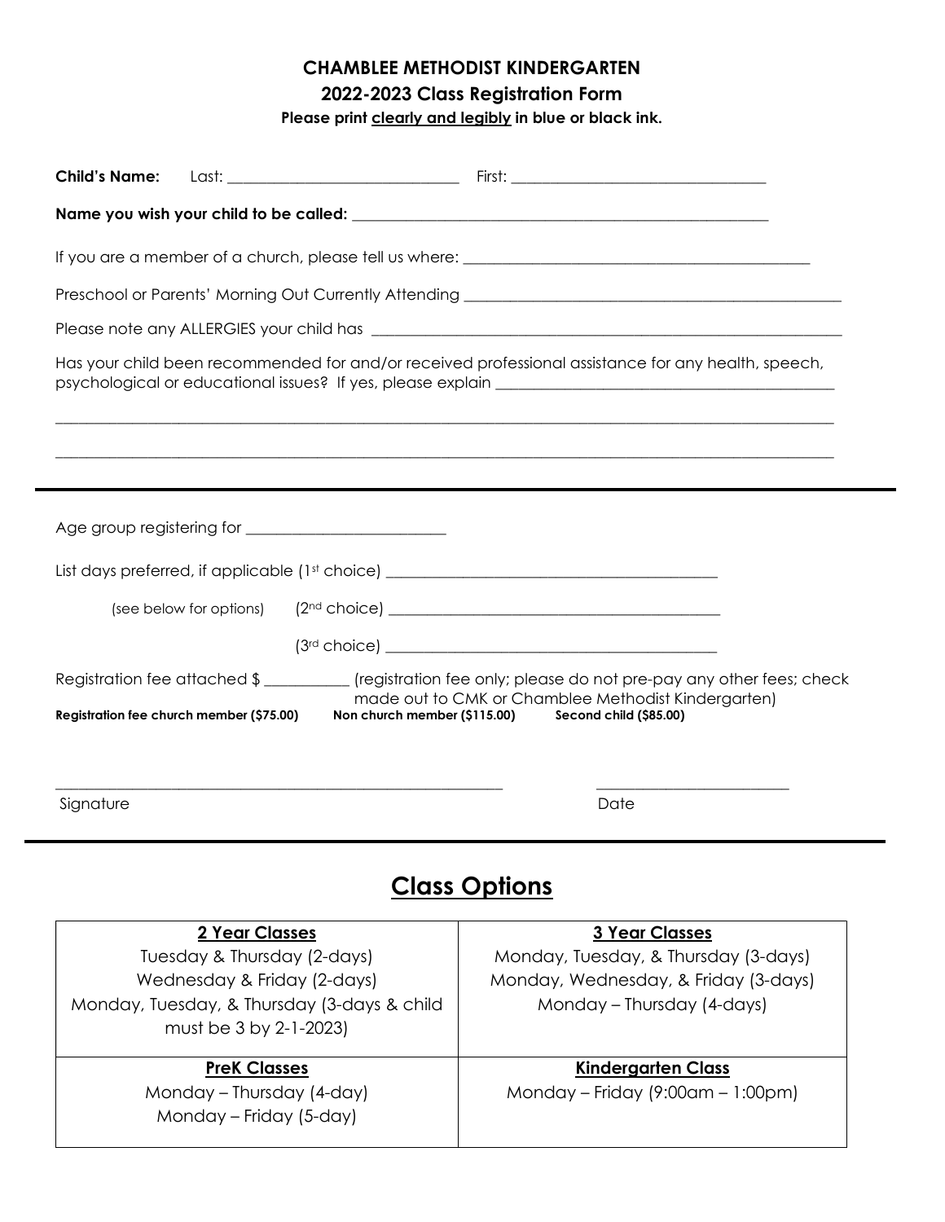**CHAMBLEE METHODIST KINDERGARTEN**

**2022-2023 Class Registration Form**

**Please print clearly and legibly in blue or black ink.**

**Child's Name:** Last: _____________________________ First: _______________________________

**Name you wish your child to be called:** _______________________________________________________

If you are a member of a church, please tell us where: ____________________________________________

Preschool or Parents' Morning Out Currently Attending _______________________________________________

Please note any ALLERGIES your child has ___________________________________________________________

Has your child been recommended for and/or received professional assistance for any health, speech, psychological or educational issues? If yes, please explain __________________________________________

_____________________________________________________________________________________________

_____________________________________________________________________________________________

---

Age group registering for _________________________

List days preferred, if applicable (1st choice) __________________________________________

(see below for options) (2nd choice) __________________________________________

(3rd choice) __________________________________________

Registration fee attached $ __________ (registration fee only; please do not pre-pay any other fees; check made out to CMK or Chamblee Methodist Kindergarten)

**Registration fee church member ($75.00)** **Non church member ($115.00)** **Second child ($85.00)**

_________________________________________________________ ________________________

Signature Date

---

## Class Options

| **2 Year Classes** | **3 Year Classes** |
|---|---|
| Tuesday & Thursday (2-days)<br>Wednesday & Friday (2-days)<br>Monday, Tuesday, & Thursday (3-days & child must be 3 by 2-1-2023) | Monday, Tuesday, & Thursday (3-days)<br>Monday, Wednesday, & Friday (3-days)<br>Monday – Thursday (4-days) |
| **PreK Classes** | **Kindergarten Class** |
| Monday – Thursday (4-day)<br>Monday – Friday (5-day) | Monday – Friday (9:00am – 1:00pm) |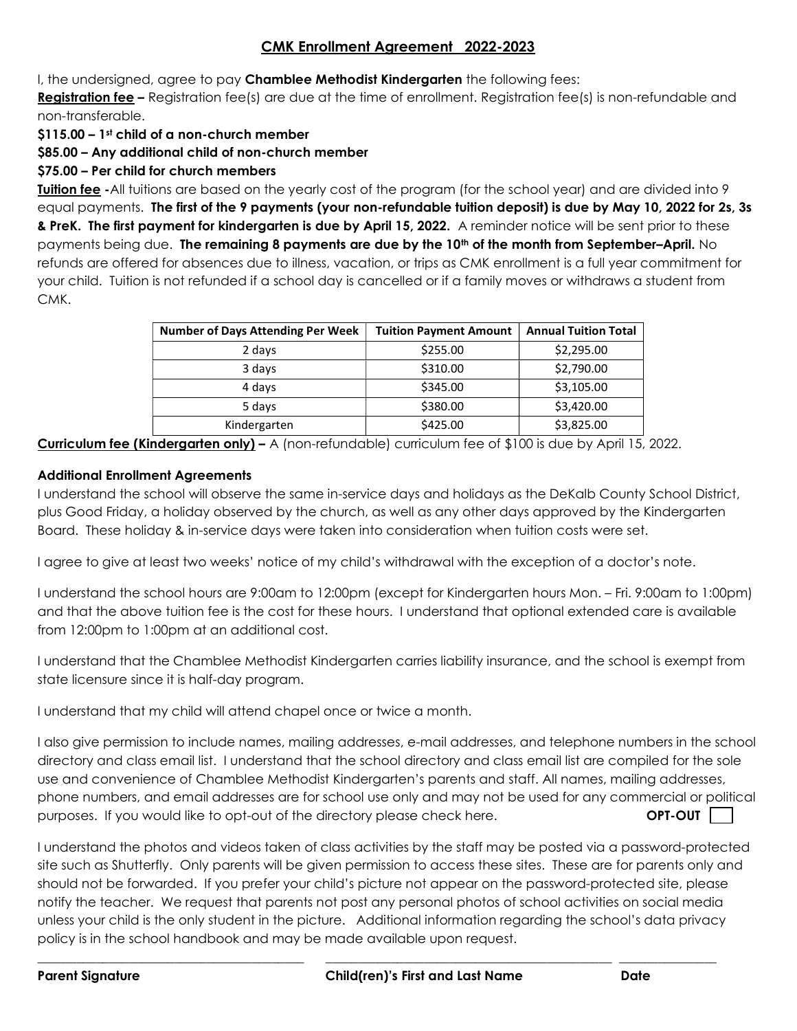## CMK Enrollment Agreement 2022-2023

I, the undersigned, agree to pay **Chamblee Methodist Kindergarten** the following fees:

**Registration fee –** Registration fee(s) are due at the time of enrollment. Registration fee(s) is non-refundable and non-transferable.

**$115.00 – 1st child of a non-church member**
**$85.00 – Any additional child of non-church member**
**$75.00 – Per child for church members**

**Tuition fee -** All tuitions are based on the yearly cost of the program (for the school year) and are divided into 9 equal payments. **The first of the 9 payments (your non-refundable tuition deposit) is due by May 10, 2022 for 2s, 3s & PreK. The first payment for kindergarten is due by April 15, 2022.** A reminder notice will be sent prior to these payments being due. **The remaining 8 payments are due by the 10th of the month from September–April.** No refunds are offered for absences due to illness, vacation, or trips as CMK enrollment is a full year commitment for your child. Tuition is not refunded if a school day is cancelled or if a family moves or withdraws a student from CMK.

| Number of Days Attending Per Week | Tuition Payment Amount | Annual Tuition Total |
|---|---|---|
| 2 days | $255.00 | $2,295.00 |
| 3 days | $310.00 | $2,790.00 |
| 4 days | $345.00 | $3,105.00 |
| 5 days | $380.00 | $3,420.00 |
| Kindergarten | $425.00 | $3,825.00 |

**Curriculum fee (Kindergarten only) –** A (non-refundable) curriculum fee of $100 is due by April 15, 2022.

**Additional Enrollment Agreements**

I understand the school will observe the same in-service days and holidays as the DeKalb County School District, plus Good Friday, a holiday observed by the church, as well as any other days approved by the Kindergarten Board. These holiday & in-service days were taken into consideration when tuition costs were set.

I agree to give at least two weeks' notice of my child's withdrawal with the exception of a doctor's note.

I understand the school hours are 9:00am to 12:00pm (except for Kindergarten hours Mon. – Fri. 9:00am to 1:00pm) and that the above tuition fee is the cost for these hours. I understand that optional extended care is available from 12:00pm to 1:00pm at an additional cost.

I understand that the Chamblee Methodist Kindergarten carries liability insurance, and the school is exempt from state licensure since it is half-day program.

I understand that my child will attend chapel once or twice a month.

I also give permission to include names, mailing addresses, e-mail addresses, and telephone numbers in the school directory and class email list. I understand that the school directory and class email list are compiled for the sole use and convenience of Chamblee Methodist Kindergarten's parents and staff. All names, mailing addresses, phone numbers, and email addresses are for school use only and may not be used for any commercial or political purposes. If you would like to opt-out of the directory please check here. **OPT-OUT** ☐

I understand the photos and videos taken of class activities by the staff may be posted via a password-protected site such as Shutterfly. Only parents will be given permission to access these sites. These are for parents only and should not be forwarded. If you prefer your child's picture not appear on the password-protected site, please notify the teacher. We request that parents not post any personal photos of school activities on social media unless your child is the only student in the picture. Additional information regarding the school's data privacy policy is in the school handbook and may be made available upon request.

\_\_\_\_\_\_\_\_\_\_\_\_\_\_\_\_\_\_\_\_\_\_\_\_\_\_\_\_\_\_ \_\_\_\_\_\_\_\_\_\_\_\_\_\_\_\_\_\_\_\_\_\_\_\_\_\_\_\_\_\_ \_\_\_\_\_\_\_\_\_\_\_\_

**Parent Signature** **Child(ren)'s First and Last Name** **Date**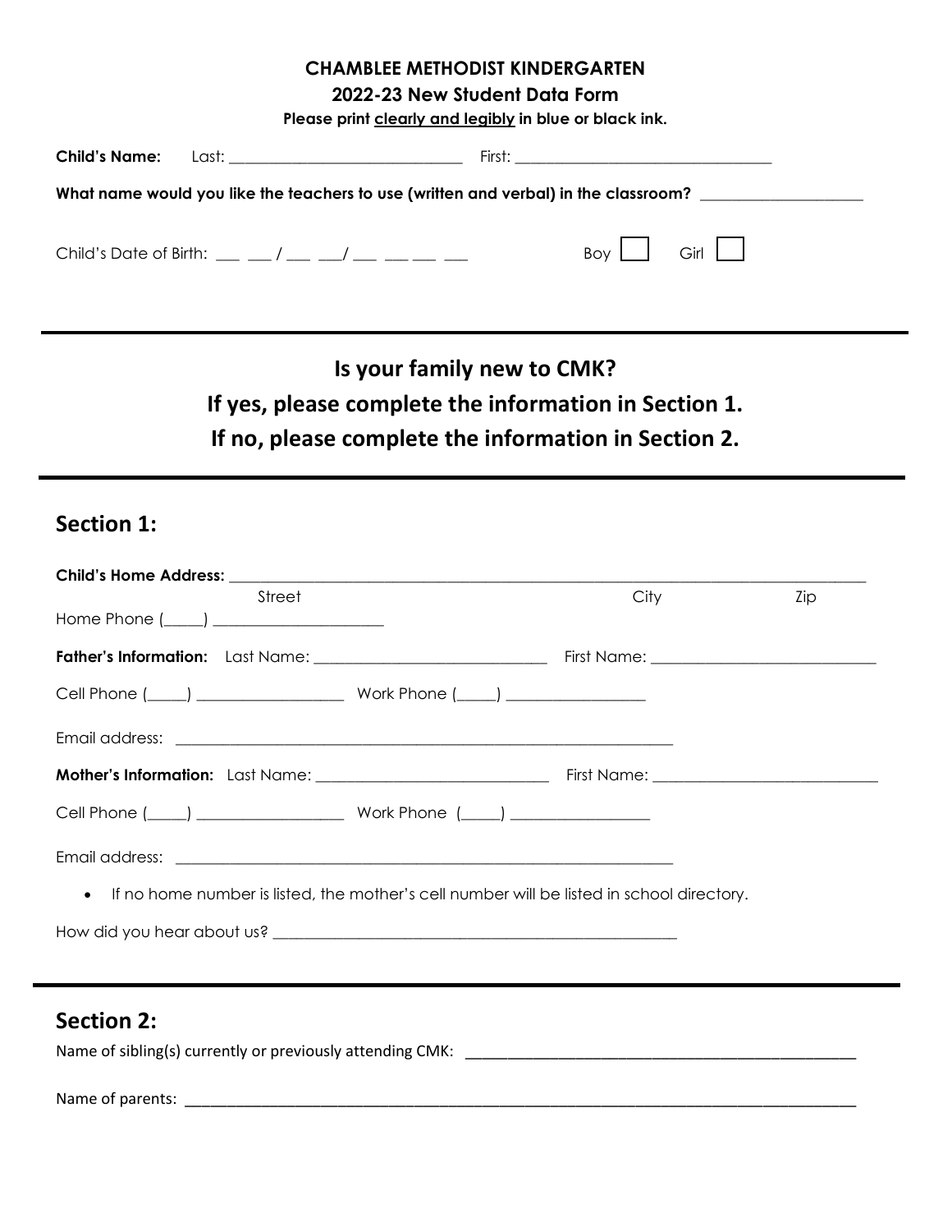**CHAMBLEE METHODIST KINDERGARTEN**

**2022-23 New Student Data Form**

**Please print clearly and legibly in blue or black ink.**

**Child's Name:** Last: ______________________________ First: __________________________________

**What name would you like the teachers to use (written and verbal) in the classroom?** ____________________

Child's Date of Birth: ___ ___ / ___ ___/ ___ ___ ___ ___ Boy ☐ Girl ☐

---

## Is your family new to CMK?

## If yes, please complete the information in Section 1.

## If no, please complete the information in Section 2.

---

## Section 1:

**Child's Home Address:** ________________________________________________________________________________

Street City Zip

Home Phone (_____) _____________________

**Father's Information:** Last Name: _____________________________ First Name: ____________________________

Cell Phone (_____) ___________________ Work Phone (_____) _________________

Email address: ______________________________________________________________

**Mother's Information:** Last Name: _____________________________ First Name: ____________________________

Cell Phone (_____) ___________________ Work Phone (_____) _________________

Email address: ______________________________________________________________

- If no home number is listed, the mother's cell number will be listed in school directory.

How did you hear about us? ____________________________________________________

---

## Section 2:

Name of sibling(s) currently or previously attending CMK: _________________________________________________

Name of parents: ______________________________________________________________________________________